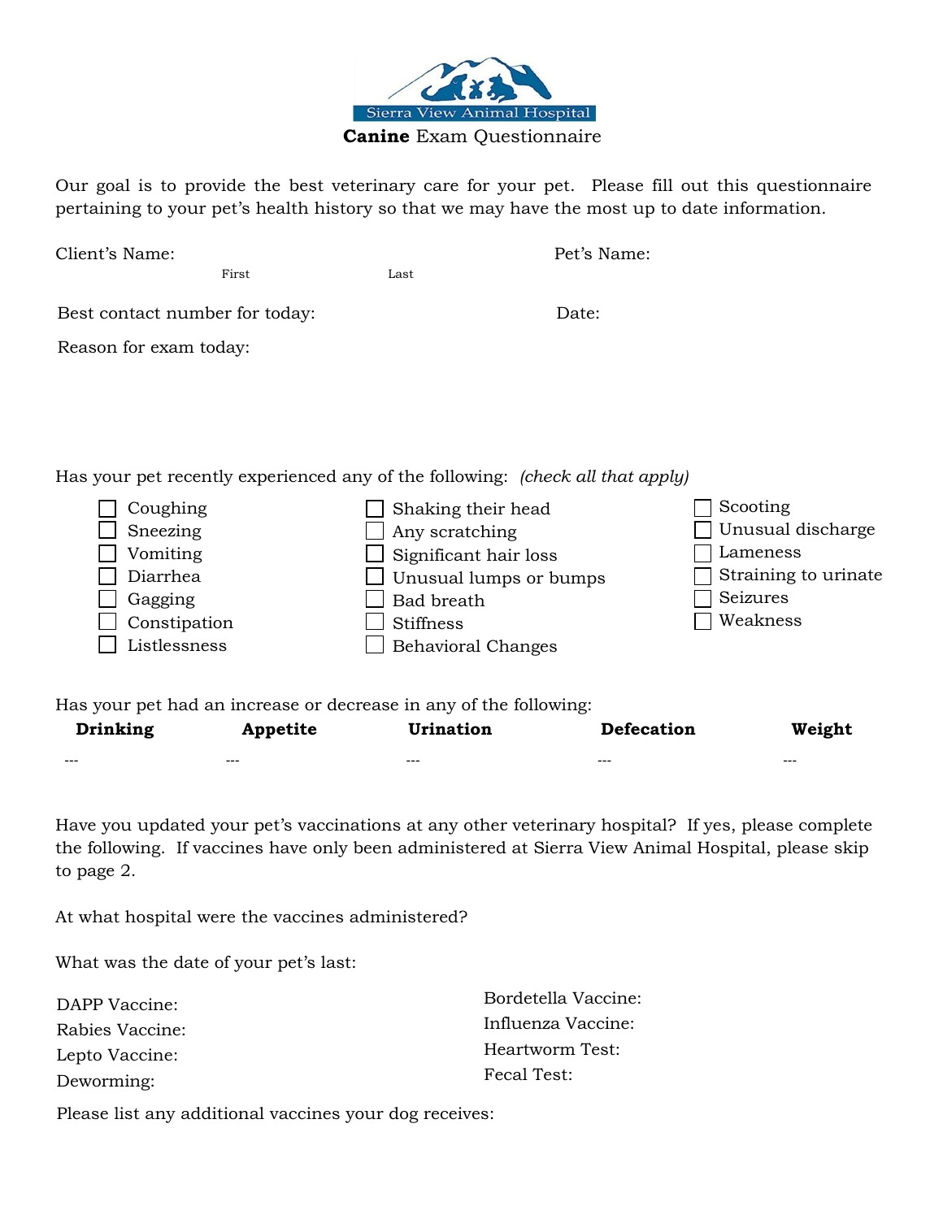Sierra View Animal Hospital

# **Canine** Exam Questionnaire

Our goal is to provide the best veterinary care for your pet. Please fill out this questionnaire pertaining to your pet's health history so that we may have the most up to date information.

Client's Name: First Last

Pet's Name:

Best contact number for today:

Date:

Reason for exam today:

Has your pet recently experienced any of the following: *(check all that apply)*

- ☐ Coughing
- ☐ Sneezing
- ☐ Vomiting
- ☐ Diarrhea
- ☐ Gagging
- ☐ Constipation
- ☐ Listlessness
- ☐ Shaking their head
- ☐ Any scratching
- ☐ Significant hair loss
- ☐ Unusual lumps or bumps
- ☐ Bad breath
- ☐ Stiffness
- ☐ Behavioral Changes
- ☐ Scooting
- ☐ Unusual discharge
- ☐ Lameness
- ☐ Straining to urinate
- ☐ Seizures
- ☐ Weakness

Has your pet had an increase or decrease in any of the following:

| **Drinking** | **Appetite** | **Urination** | **Defecation** | **Weight** |
| --- | --- | --- | --- | --- |
| --- | --- | --- | --- | --- |

Have you updated your pet's vaccinations at any other veterinary hospital? If yes, please complete the following. If vaccines have only been administered at Sierra View Animal Hospital, please skip to page 2.

At what hospital were the vaccines administered?

What was the date of your pet's last:

DAPP Vaccine:

Rabies Vaccine:

Lepto Vaccine:

Deworming:

Bordetella Vaccine:

Influenza Vaccine:

Heartworm Test:

Fecal Test:

Please list any additional vaccines your dog receives: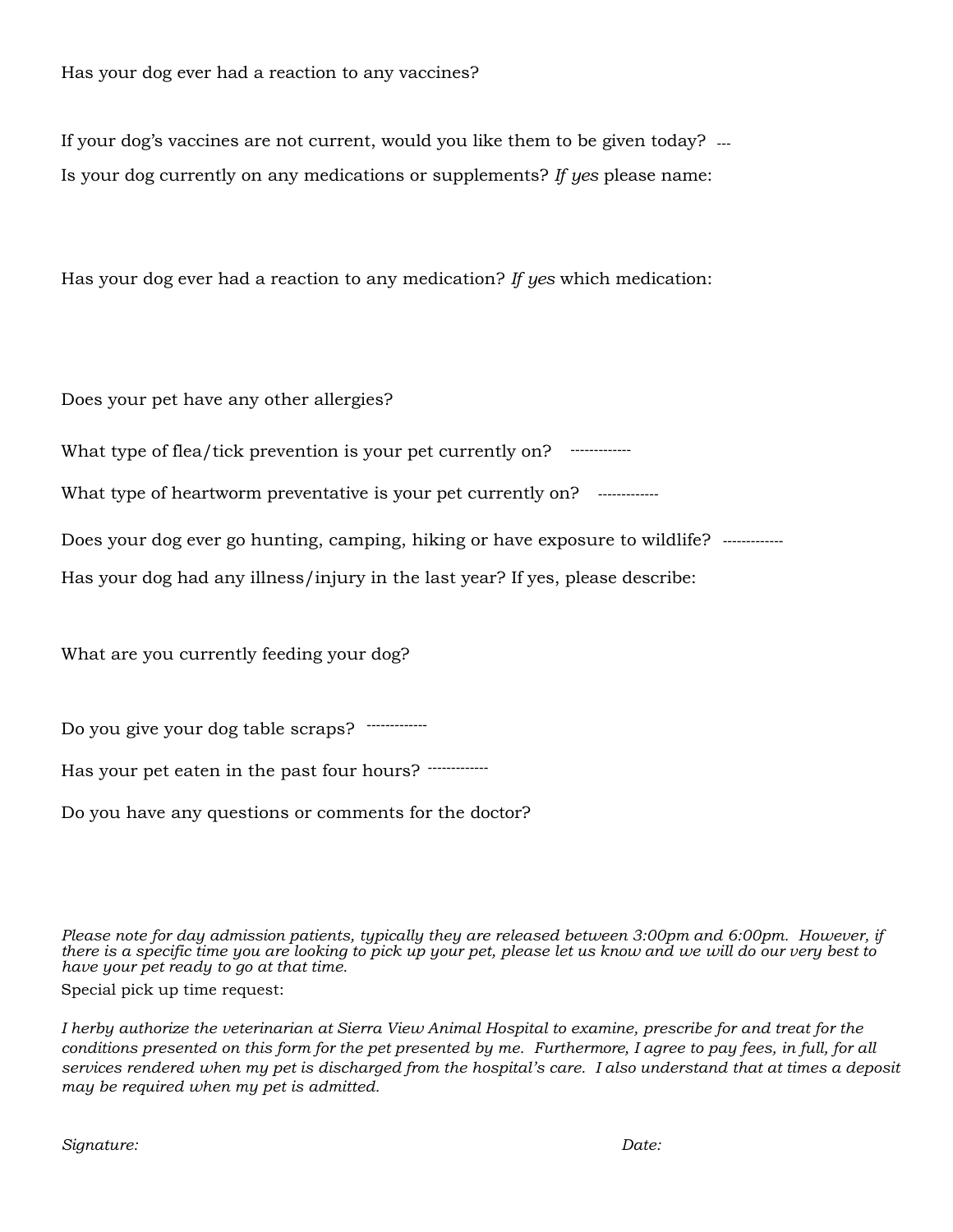Has your dog ever had a reaction to any vaccines?

If your dog's vaccines are not current, would you like them to be given today? ---

Is your dog currently on any medications or supplements? *If yes* please name:

Has your dog ever had a reaction to any medication? *If yes* which medication:

Does your pet have any other allergies?

What type of flea/tick prevention is your pet currently on? -------------

What type of heartworm preventative is your pet currently on? -------------

Does your dog ever go hunting, camping, hiking or have exposure to wildlife? -------------

Has your dog had any illness/injury in the last year? If yes, please describe:

What are you currently feeding your dog?

Do you give your dog table scraps? -------------

Has your pet eaten in the past four hours? -------------

Do you have any questions or comments for the doctor?

*Please note for day admission patients, typically they are released between 3:00pm and 6:00pm. However, if there is a specific time you are looking to pick up your pet, please let us know and we will do our very best to have your pet ready to go at that time.*

Special pick up time request:

*I herby authorize the veterinarian at Sierra View Animal Hospital to examine, prescribe for and treat for the conditions presented on this form for the pet presented by me. Furthermore, I agree to pay fees, in full, for all services rendered when my pet is discharged from the hospital's care. I also understand that at times a deposit may be required when my pet is admitted.*

*Signature:* *Date:*